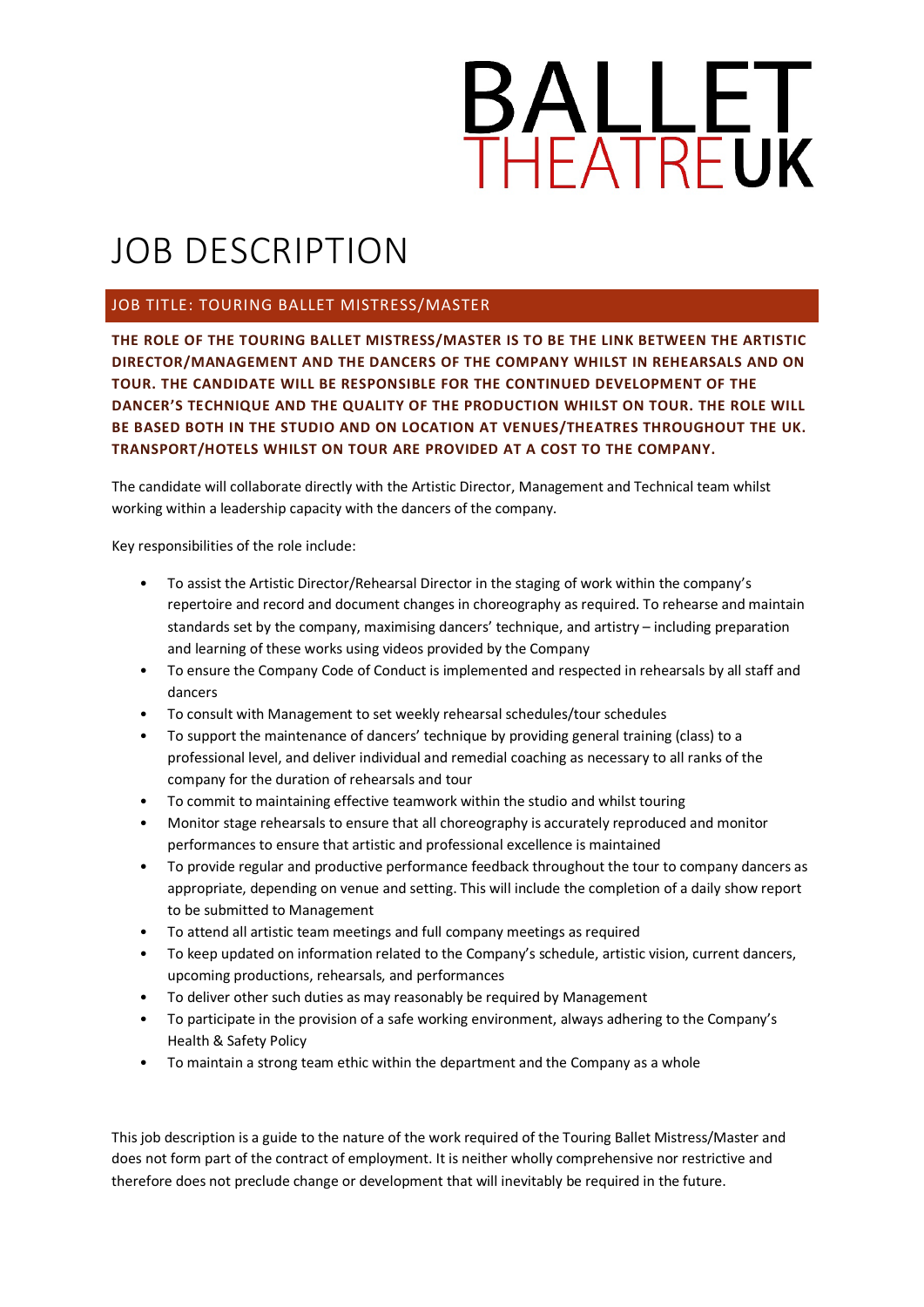# BALLET THEATRE UK

# JOB DESCRIPTION

## JOB TITLE: TOURING BALLET MISTRESS/MASTER

**THE ROLE OF THE TOURING BALLET MISTRESS/MASTER IS TO BE THE LINK BETWEEN THE ARTISTIC DIRECTOR/MANAGEMENT AND THE DANCERS OF THE COMPANY WHILST IN REHEARSALS AND ON TOUR. THE CANDIDATE WILL BE RESPONSIBLE FOR THE CONTINUED DEVELOPMENT OF THE DANCER'S TECHNIQUE AND THE QUALITY OF THE PRODUCTION WHILST ON TOUR. THE ROLE WILL BE BASED BOTH IN THE STUDIO AND ON LOCATION AT VENUES/THEATRES THROUGHOUT THE UK. TRANSPORT/HOTELS WHILST ON TOUR ARE PROVIDED AT A COST TO THE COMPANY.**

The candidate will collaborate directly with the Artistic Director, Management and Technical team whilst working within a leadership capacity with the dancers of the company.

Key responsibilities of the role include:

- To assist the Artistic Director/Rehearsal Director in the staging of work within the company's repertoire and record and document changes in choreography as required. To rehearse and maintain standards set by the company, maximising dancers' technique, and artistry – including preparation and learning of these works using videos provided by the Company
- To ensure the Company Code of Conduct is implemented and respected in rehearsals by all staff and dancers
- To consult with Management to set weekly rehearsal schedules/tour schedules
- To support the maintenance of dancers' technique by providing general training (class) to a professional level, and deliver individual and remedial coaching as necessary to all ranks of the company for the duration of rehearsals and tour
- To commit to maintaining effective teamwork within the studio and whilst touring
- Monitor stage rehearsals to ensure that all choreography is accurately reproduced and monitor performances to ensure that artistic and professional excellence is maintained
- To provide regular and productive performance feedback throughout the tour to company dancers as appropriate, depending on venue and setting. This will include the completion of a daily show report to be submitted to Management
- To attend all artistic team meetings and full company meetings as required
- To keep updated on information related to the Company's schedule, artistic vision, current dancers, upcoming productions, rehearsals, and performances
- To deliver other such duties as may reasonably be required by Management
- To participate in the provision of a safe working environment, always adhering to the Company's Health & Safety Policy
- To maintain a strong team ethic within the department and the Company as a whole

This job description is a guide to the nature of the work required of the Touring Ballet Mistress/Master and does not form part of the contract of employment. It is neither wholly comprehensive nor restrictive and therefore does not preclude change or development that will inevitably be required in the future.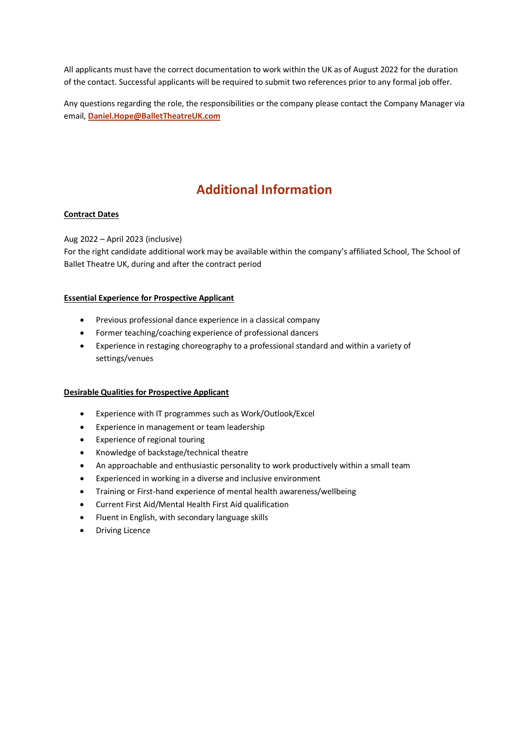All applicants must have the correct documentation to work within the UK as of August 2022 for the duration of the contact. Successful applicants will be required to submit two references prior to any formal job offer.

Any questions regarding the role, the responsibilities or the company please contact the Company Manager via email, **Daniel.Hope@BalletTheatreUK.com**

# Additional Information

**Contract Dates**

Aug 2022 – April 2023 (inclusive)
For the right candidate additional work may be available within the company's affiliated School, The School of Ballet Theatre UK, during and after the contract period

**Essential Experience for Prospective Applicant**

- Previous professional dance experience in a classical company
- Former teaching/coaching experience of professional dancers
- Experience in restaging choreography to a professional standard and within a variety of settings/venues

**Desirable Qualities for Prospective Applicant**

- Experience with IT programmes such as Work/Outlook/Excel
- Experience in management or team leadership
- Experience of regional touring
- Knowledge of backstage/technical theatre
- An approachable and enthusiastic personality to work productively within a small team
- Experienced in working in a diverse and inclusive environment
- Training or First-hand experience of mental health awareness/wellbeing
- Current First Aid/Mental Health First Aid qualification
- Fluent in English, with secondary language skills
- Driving Licence